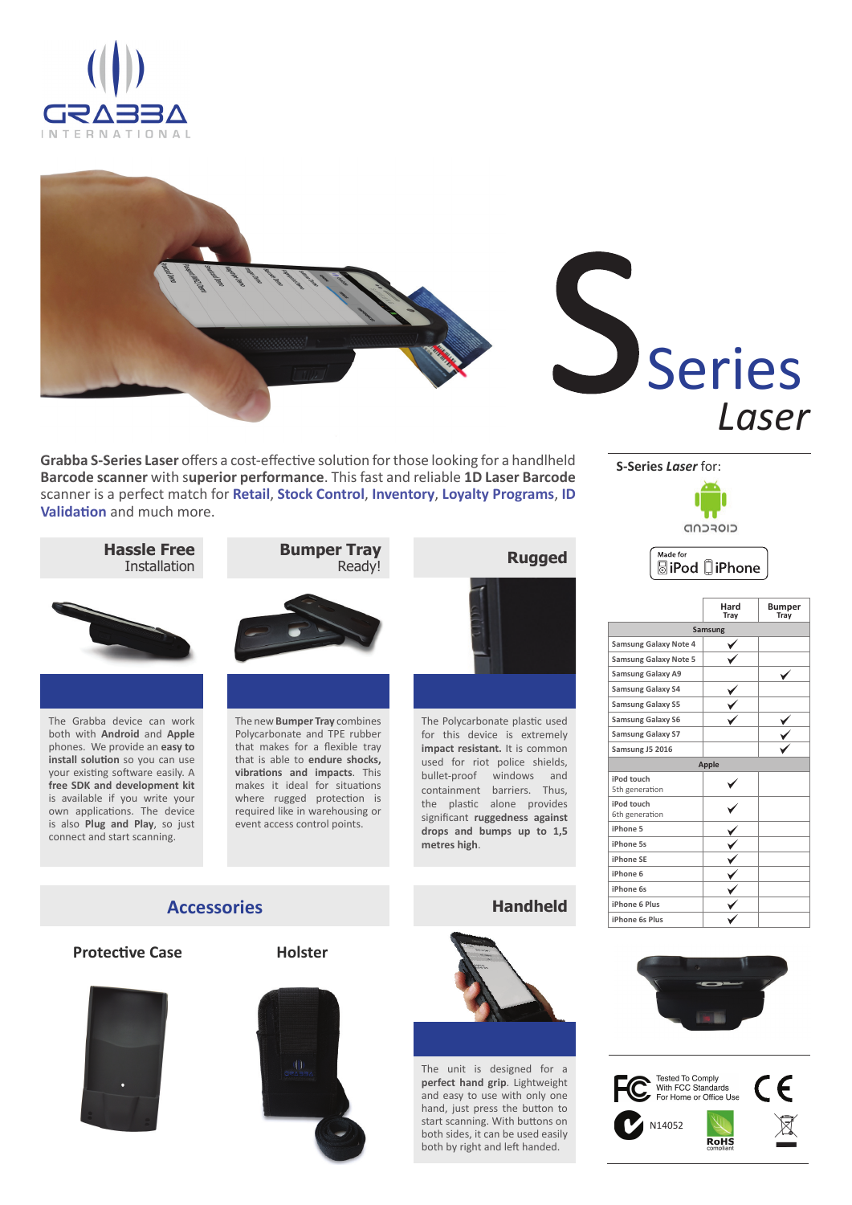GRABBA INTERNATIONAL

# S Series *Laser*

**Grabba S-Series Laser** offers a cost-effective solution for those looking for a handheld **Barcode scanner** with s**uperior performance**. This fast and reliable **1D Laser Barcode** scanner is a perfect match for **Retail**, **Stock Control**, **Inventory**, **Loyalty Programs**, **ID Validation** and much more.

## Hassle Free Installation

The Grabba device can work both with **Android** and **Apple** phones. We provide an **easy to install solution** so you can use your existing software easily. A **free SDK and development kit** is available if you write your own applications. The device is also **Plug and Play**, so just connect and start scanning.

## Bumper Tray Ready!

The new **Bumper Tray** combines Polycarbonate and TPE rubber that makes for a flexible tray that is able to **endure shocks, vibrations and impacts**. This makes it ideal for situations where rugged protection is required like in warehousing or event access control points.

## Rugged

The Polycarbonate plastic used for this device is extremely **impact resistant.** It is common used for riot police shields, bullet-proof windows and containment barriers. Thus, the plastic alone provides significant **ruggedness against drops and bumps up to 1,5 metres high**.

## Accessories

### Protective Case

### Holster

## Handheld

The unit is designed for a **perfect hand grip**. Lightweight and easy to use with only one hand, just press the button to start scanning. With buttons on both sides, it can be used easily both by right and left handed.

**S-Series *Laser* for:**

android

Made for iPod iPhone

| | Hard Tray | Bumper Tray |
|---|---|---|
| **Samsung** | | |
| Samsung Galaxy Note 4 | ✓ | |
| Samsung Galaxy Note 5 | ✓ | |
| Samsung Galaxy A9 | | ✓ |
| Samsung Galaxy S4 | ✓ | |
| Samsung Galaxy S5 | ✓ | |
| Samsung Galaxy S6 | ✓ | ✓ |
| Samsung Galaxy S7 | | ✓ |
| Samsung J5 2016 | | ✓ |
| **Apple** | | |
| iPod touch 5th generation | ✓ | |
| iPod touch 6th generation | ✓ | |
| iPhone 5 | ✓ | |
| iPhone 5s | ✓ | |
| iPhone SE | ✓ | |
| iPhone 6 | ✓ | |
| iPhone 6s | ✓ | |
| iPhone 6 Plus | ✓ | |
| iPhone 6s Plus | ✓ | |

Tested To Comply With FCC Standards For Home or Office Use

CE

N14052

RoHS compliant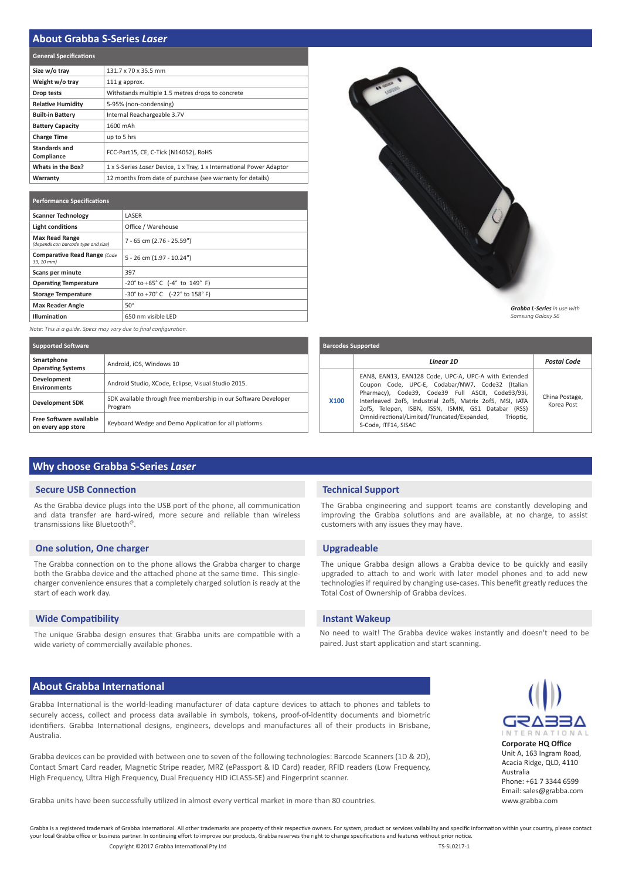## About Grabba S-Series *Laser*

| General Specifications | |
|---|---|
| **Size w/o tray** | 131.7 x 70 x 35.5 mm |
| **Weight w/o tray** | 111 g approx. |
| **Drop tests** | Withstands multiple 1.5 metres drops to concrete |
| **Relative Humidity** | 5-95% (non-condensing) |
| **Built-in Battery** | Internal Reachargeable 3.7V |
| **Battery Capacity** | 1600 mAh |
| **Charge Time** | up to 5 hrs |
| **Standards and Compliance** | FCC-Part15, CE, C-Tick (N14052), RoHS |
| **Whats in the Box?** | 1 x S-Series *Laser* Device, 1 x Tray, 1 x International Power Adaptor |
| **Warranty** | 12 months from date of purchase (see warranty for details) |

| Performance Specifications | |
|---|---|
| **Scanner Technology** | LASER |
| **Light conditions** | Office / Warehouse |
| **Max Read Range** *(depends con barcode type and size)* | 7 - 65 cm (2.76 - 25.59") |
| **Comparative Read Range** *(Code 39, 10 mm)* | 5 - 26 cm (1.97 - 10.24") |
| **Scans per minute** | 397 |
| **Operating Temperature** | -20° to +65° C (-4° to 149° F) |
| **Storage Temperature** | -30° to +70° C (-22° to 158° F) |
| **Max Reader Angle** | 50° |
| **Illumination** | 650 nm visible LED |

*Note: This is a guide. Specs may vary due to final configuration.*

***Grabba L-Series** in use with Samsung Galaxy S6*

| Supported Software | |
|---|---|
| **Smartphone Operating Systems** | Android, iOS, Windows 10 |
| **Development Environments** | Android Studio, XCode, Eclipse, Visual Studio 2015. |
| **Development SDK** | SDK available through free membership in our Software Developer Program |
| **Free Software available on every app store** | Keyboard Wedge and Demo Application for all platforms. |

| Barcodes Supported | *Linear 1D* | *Postal Code* |
|---|---|---|
| **X100** | EAN8, EAN13, EAN128 Code, UPC-A, UPC-A with Extended Coupon Code, UPC-E, Codabar/NW7, Code32 (Italian Pharmacy), Code39, Code39 Full ASCII, Code93/93i, Interleaved 2of5, Industrial 2of5, Matrix 2of5, MSI, IATA 2of5, Telepen, ISBN, ISSN, ISMN, GS1 Databar (RSS) Omnidirectional/Limited/Truncated/Expanded, Trioptic, S-Code, ITF14, SISAC | China Postage, Korea Post |

## Why choose Grabba S-Series *Laser*

### Secure USB Connection

As the Grabba device plugs into the USB port of the phone, all communication and data transfer are hard-wired, more secure and reliable than wireless transmissions like Bluetooth®.

### One solution, One charger

The Grabba connection on to the phone allows the Grabba charger to charge both the Grabba device and the attached phone at the same time. This single-charger convenience ensures that a completely charged solution is ready at the start of each work day.

### Wide Compatibility

The unique Grabba design ensures that Grabba units are compatible with a wide variety of commercially available phones.

### Technical Support

The Grabba engineering and support teams are constantly developing and improving the Grabba solutions and are available, at no charge, to assist customers with any issues they may have.

### Upgradeable

The unique Grabba design allows a Grabba device to be quickly and easily upgraded to attach to and work with later model phones and to add new technologies if required by changing use-cases. This benefit greatly reduces the Total Cost of Ownership of Grabba devices.

### Instant Wakeup

No need to wait! The Grabba device wakes instantly and doesn't need to be paired. Just start application and start scanning.

## About Grabba International

Grabba International is the world-leading manufacturer of data capture devices to attach to phones and tablets to securely access, collect and process data available in symbols, tokens, proof-of-identity documents and biometric identifiers. Grabba International designs, engineers, develops and manufactures all of their products in Brisbane, Australia.

Grabba devices can be provided with between one to seven of the following technologies: Barcode Scanners (1D & 2D), Contact Smart Card reader, Magnetic Stripe reader, MRZ (ePassport & ID Card) reader, RFID readers (Low Frequency, High Frequency, Ultra High Frequency, Dual Frequency HID iCLASS-SE) and Fingerprint scanner.

Grabba units have been successfully utilized in almost every vertical market in more than 80 countries.

GRABBA INTERNATIONAL

**Corporate HQ Office**
Unit A, 163 Ingram Road,
Acacia Ridge, QLD, 4110
Australia
Phone: +61 7 3344 6599
Email: sales@grabba.com
www.grabba.com

Grabba is a registered trademark of Grabba International. All other trademarks are property of their respective owners. For system, product or services vailability and specific information within your country, please contact your local Grabba office or business partner. In continuing effort to improve our products, Grabba reserves the right to change specifications and features without prior notice.

Copyright ©2017 Grabba International Pty Ltd

TS-SL0217-1